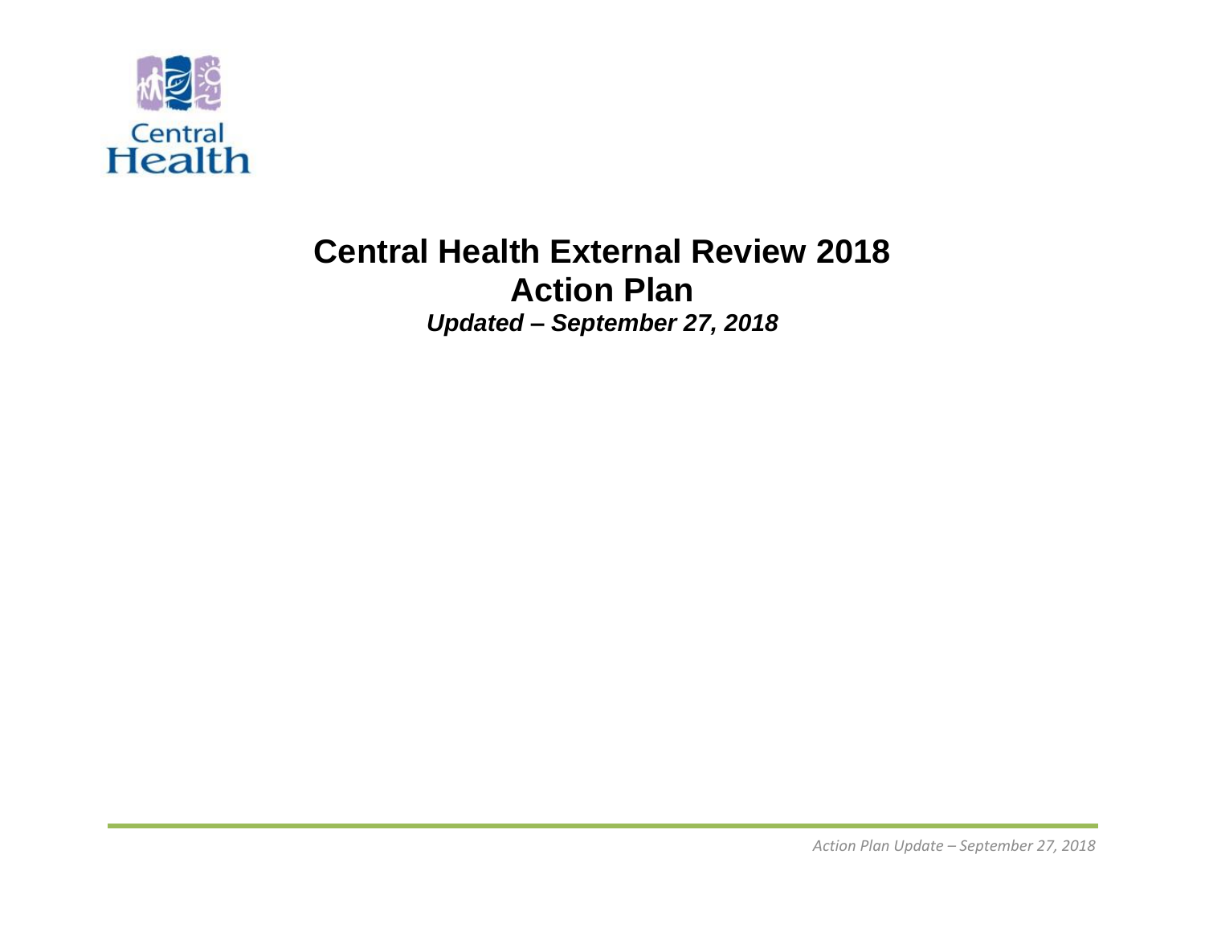Central Health

# Central Health External Review 2018
# Action Plan
***Updated – September 27, 2018***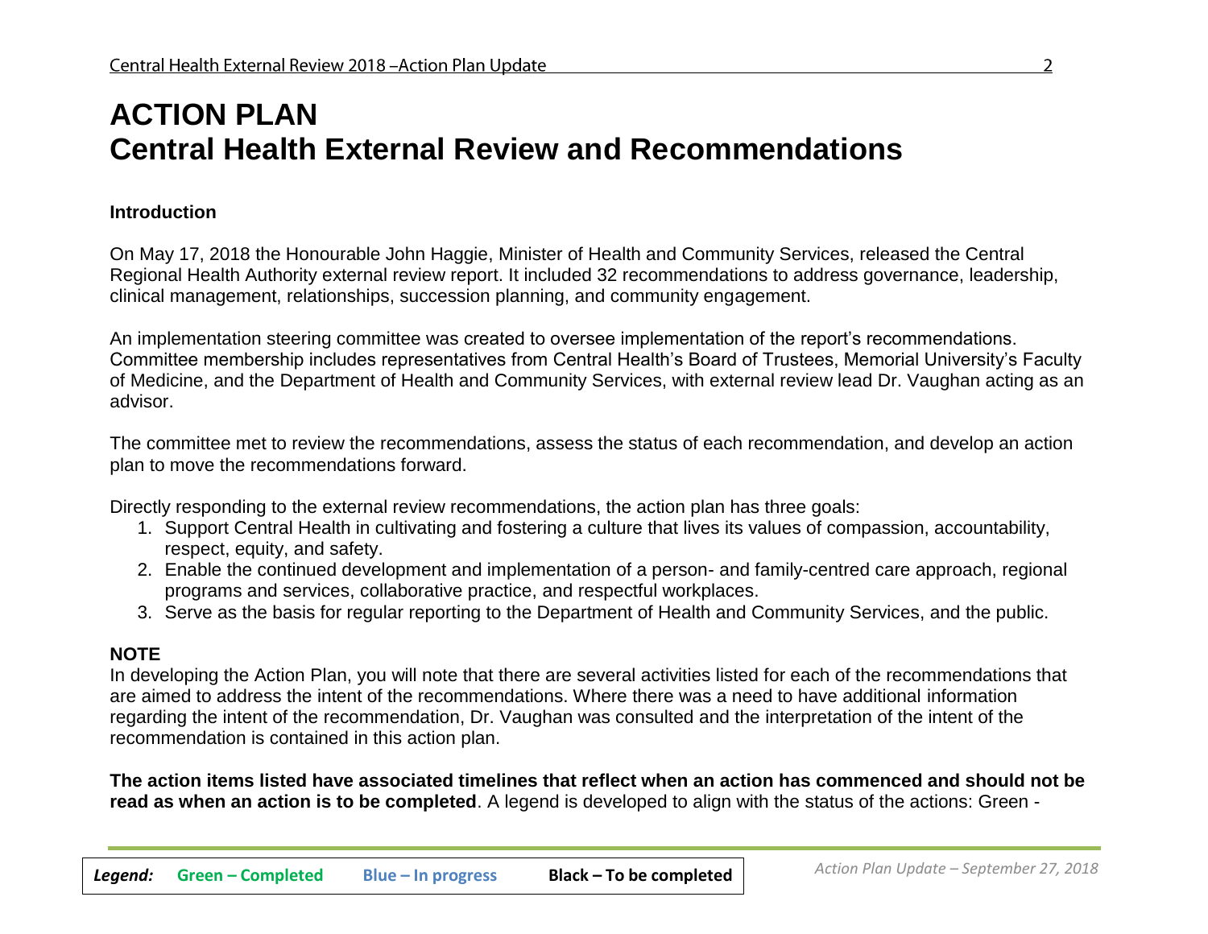# ACTION PLAN
# Central Health External Review and Recommendations

**Introduction**

On May 17, 2018 the Honourable John Haggie, Minister of Health and Community Services, released the Central Regional Health Authority external review report. It included 32 recommendations to address governance, leadership, clinical management, relationships, succession planning, and community engagement.

An implementation steering committee was created to oversee implementation of the report's recommendations. Committee membership includes representatives from Central Health's Board of Trustees, Memorial University's Faculty of Medicine, and the Department of Health and Community Services, with external review lead Dr. Vaughan acting as an advisor.

The committee met to review the recommendations, assess the status of each recommendation, and develop an action plan to move the recommendations forward.

Directly responding to the external review recommendations, the action plan has three goals:

1. Support Central Health in cultivating and fostering a culture that lives its values of compassion, accountability, respect, equity, and safety.
2. Enable the continued development and implementation of a person- and family-centred care approach, regional programs and services, collaborative practice, and respectful workplaces.
3. Serve as the basis for regular reporting to the Department of Health and Community Services, and the public.

**NOTE**

In developing the Action Plan, you will note that there are several activities listed for each of the recommendations that are aimed to address the intent of the recommendations. Where there was a need to have additional information regarding the intent of the recommendation, Dr. Vaughan was consulted and the interpretation of the intent of the recommendation is contained in this action plan.

**The action items listed have associated timelines that reflect when an action has commenced and should not be read as when an action is to be completed**. A legend is developed to align with the status of the actions: Green -

*Legend:* **Green – Completed** **Blue – In progress** **Black – To be completed**

*Action Plan Update – September 27, 2018*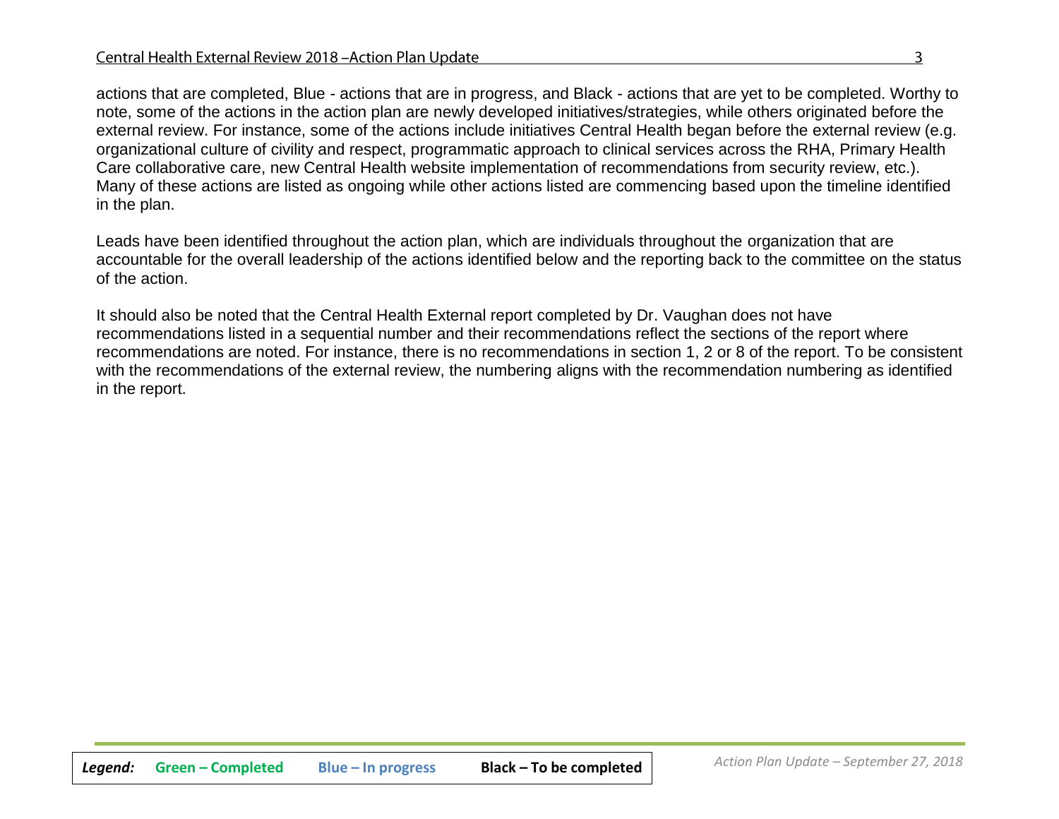actions that are completed, Blue - actions that are in progress, and Black - actions that are yet to be completed. Worthy to note, some of the actions in the action plan are newly developed initiatives/strategies, while others originated before the external review. For instance, some of the actions include initiatives Central Health began before the external review (e.g. organizational culture of civility and respect, programmatic approach to clinical services across the RHA, Primary Health Care collaborative care, new Central Health website implementation of recommendations from security review, etc.). Many of these actions are listed as ongoing while other actions listed are commencing based upon the timeline identified in the plan.

Leads have been identified throughout the action plan, which are individuals throughout the organization that are accountable for the overall leadership of the actions identified below and the reporting back to the committee on the status of the action.

It should also be noted that the Central Health External report completed by Dr. Vaughan does not have recommendations listed in a sequential number and their recommendations reflect the sections of the report where recommendations are noted. For instance, there is no recommendations in section 1, 2 or 8 of the report. To be consistent with the recommendations of the external review, the numbering aligns with the recommendation numbering as identified in the report.

***Legend:*** **Green – Completed** **Blue – In progress** **Black – To be completed**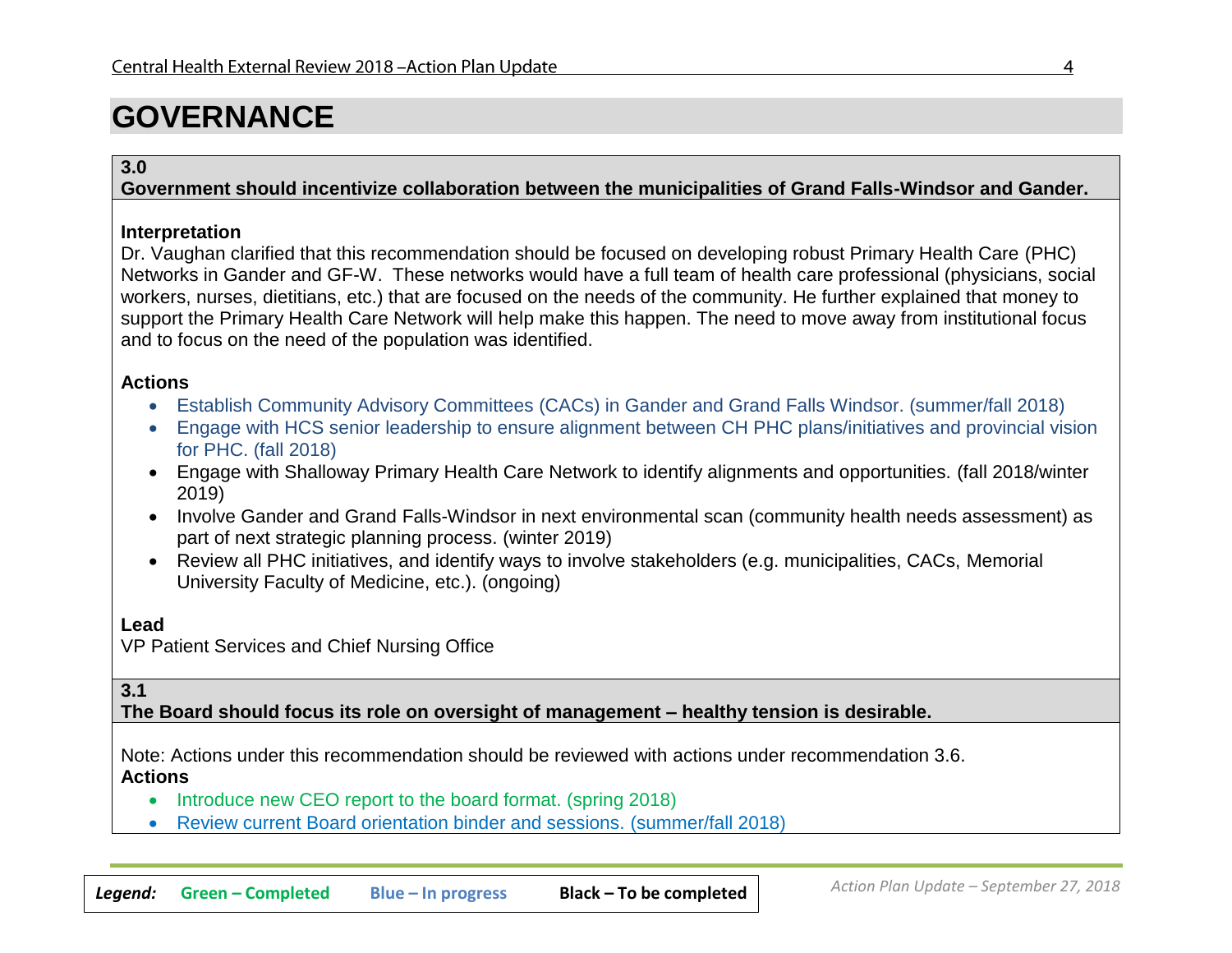# GOVERNANCE

**3.0**
**Government should incentivize collaboration between the municipalities of Grand Falls-Windsor and Gander.**

**Interpretation**
Dr. Vaughan clarified that this recommendation should be focused on developing robust Primary Health Care (PHC) Networks in Gander and GF-W. These networks would have a full team of health care professional (physicians, social workers, nurses, dietitians, etc.) that are focused on the needs of the community. He further explained that money to support the Primary Health Care Network will help make this happen. The need to move away from institutional focus and to focus on the need of the population was identified.

**Actions**

- Establish Community Advisory Committees (CACs) in Gander and Grand Falls Windsor. (summer/fall 2018)
- Engage with HCS senior leadership to ensure alignment between CH PHC plans/initiatives and provincial vision for PHC. (fall 2018)
- Engage with Shalloway Primary Health Care Network to identify alignments and opportunities. (fall 2018/winter 2019)
- Involve Gander and Grand Falls-Windsor in next environmental scan (community health needs assessment) as part of next strategic planning process. (winter 2019)
- Review all PHC initiatives, and identify ways to involve stakeholders (e.g. municipalities, CACs, Memorial University Faculty of Medicine, etc.). (ongoing)

**Lead**
VP Patient Services and Chief Nursing Office

**3.1**
**The Board should focus its role on oversight of management – healthy tension is desirable.**

Note: Actions under this recommendation should be reviewed with actions under recommendation 3.6.

**Actions**

- Introduce new CEO report to the board format. (spring 2018)
- Review current Board orientation binder and sessions. (summer/fall 2018)

*Legend:* **Green – Completed** **Blue – In progress** **Black – To be completed**

*Action Plan Update – September 27, 2018*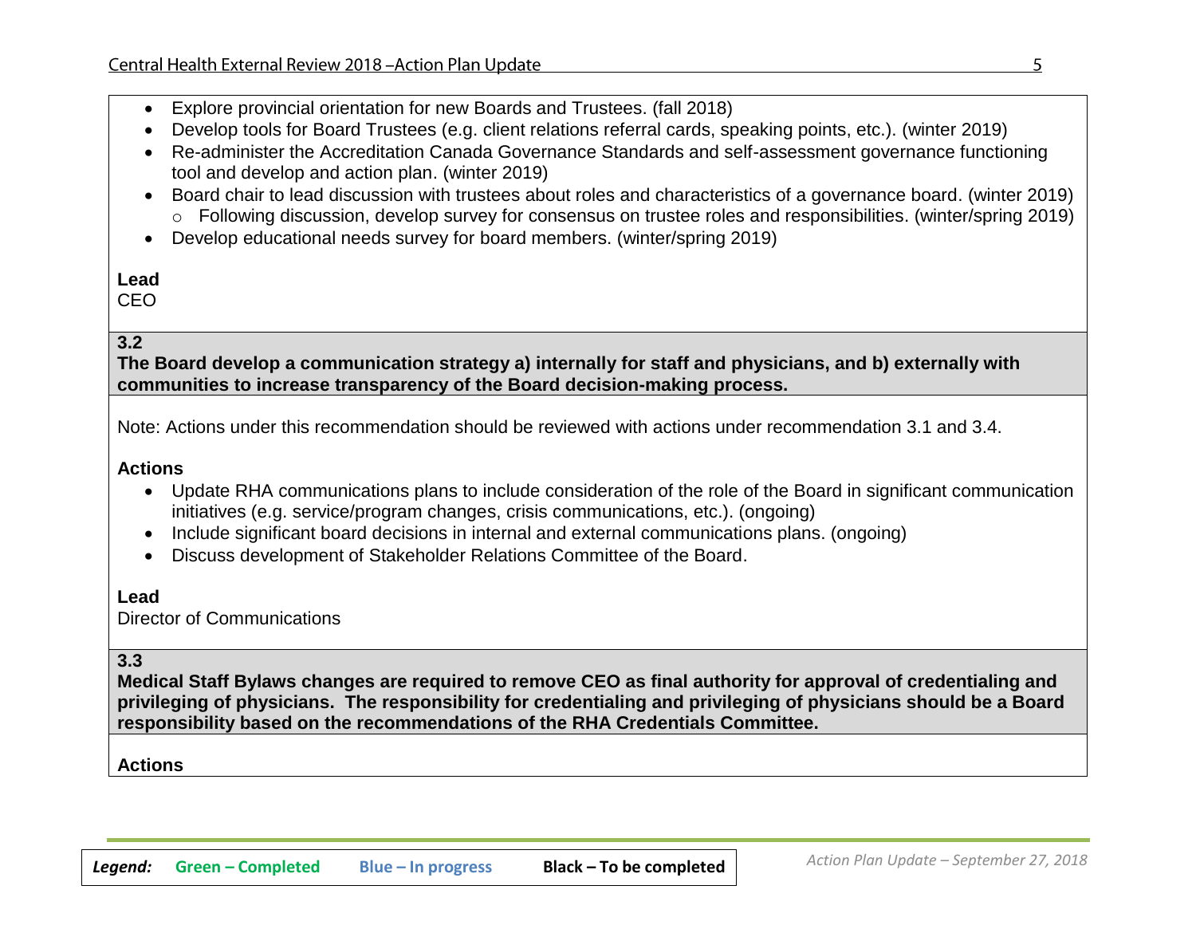- Explore provincial orientation for new Boards and Trustees. (fall 2018)
- Develop tools for Board Trustees (e.g. client relations referral cards, speaking points, etc.). (winter 2019)
- Re-administer the Accreditation Canada Governance Standards and self-assessment governance functioning tool and develop and action plan. (winter 2019)
- Board chair to lead discussion with trustees about roles and characteristics of a governance board. (winter 2019)
  - Following discussion, develop survey for consensus on trustee roles and responsibilities. (winter/spring 2019)
- Develop educational needs survey for board members. (winter/spring 2019)

**Lead**
CEO

**3.2**
**The Board develop a communication strategy a) internally for staff and physicians, and b) externally with communities to increase transparency of the Board decision-making process.**

Note: Actions under this recommendation should be reviewed with actions under recommendation 3.1 and 3.4.

**Actions**

- Update RHA communications plans to include consideration of the role of the Board in significant communication initiatives (e.g. service/program changes, crisis communications, etc.). (ongoing)
- Include significant board decisions in internal and external communications plans. (ongoing)
- Discuss development of Stakeholder Relations Committee of the Board.

**Lead**
Director of Communications

**3.3**
**Medical Staff Bylaws changes are required to remove CEO as final authority for approval of credentialing and privileging of physicians. The responsibility for credentialing and privileging of physicians should be a Board responsibility based on the recommendations of the RHA Credentials Committee.**

**Actions**

*Legend:* **Green – Completed** **Blue – In progress** **Black – To be completed**

*Action Plan Update – September 27, 2018*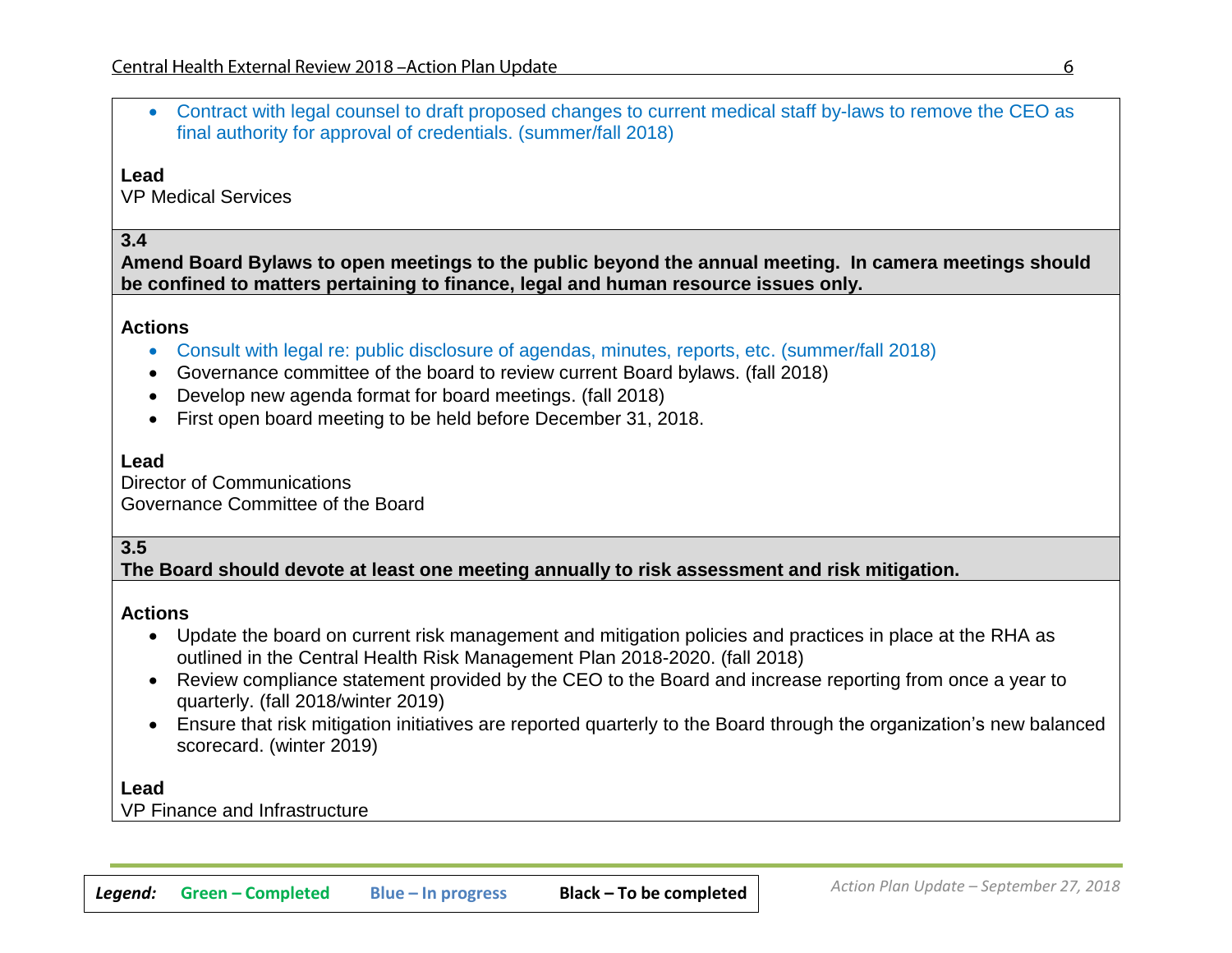- Contract with legal counsel to draft proposed changes to current medical staff by-laws to remove the CEO as final authority for approval of credentials. (summer/fall 2018)

**Lead**
VP Medical Services

**3.4**
**Amend Board Bylaws to open meetings to the public beyond the annual meeting. In camera meetings should be confined to matters pertaining to finance, legal and human resource issues only.**

**Actions**

- Consult with legal re: public disclosure of agendas, minutes, reports, etc. (summer/fall 2018)
- Governance committee of the board to review current Board bylaws. (fall 2018)
- Develop new agenda format for board meetings. (fall 2018)
- First open board meeting to be held before December 31, 2018.

**Lead**
Director of Communications
Governance Committee of the Board

**3.5**
**The Board should devote at least one meeting annually to risk assessment and risk mitigation.**

**Actions**

- Update the board on current risk management and mitigation policies and practices in place at the RHA as outlined in the Central Health Risk Management Plan 2018-2020. (fall 2018)
- Review compliance statement provided by the CEO to the Board and increase reporting from once a year to quarterly. (fall 2018/winter 2019)
- Ensure that risk mitigation initiatives are reported quarterly to the Board through the organization's new balanced scorecard. (winter 2019)

**Lead**
VP Finance and Infrastructure

*Legend:* Green – Completed Blue – In progress Black – To be completed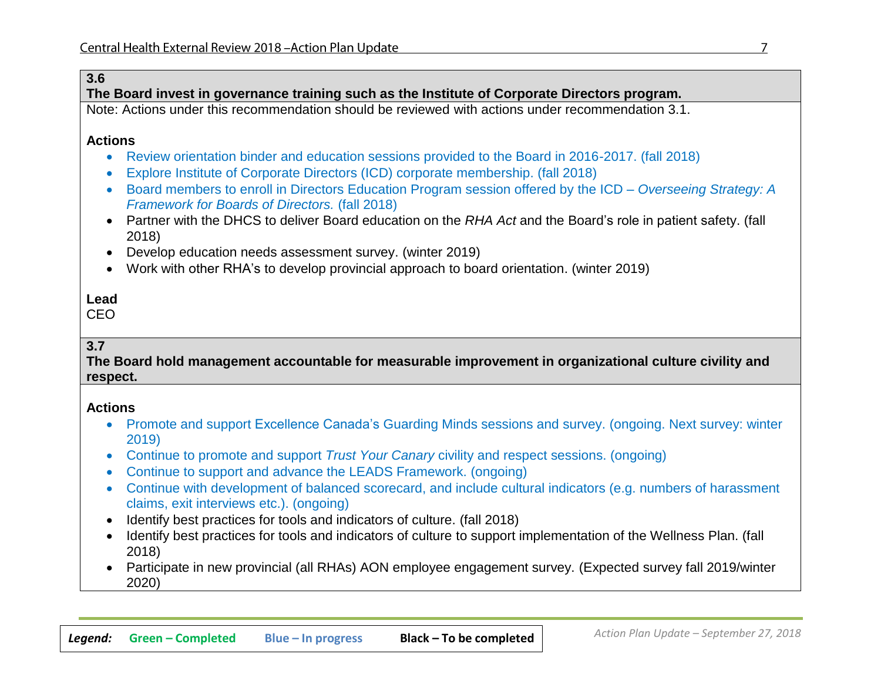### 3.6

**The Board invest in governance training such as the Institute of Corporate Directors program.**

Note: Actions under this recommendation should be reviewed with actions under recommendation 3.1.

**Actions**

- Review orientation binder and education sessions provided to the Board in 2016-2017. (fall 2018)
- Explore Institute of Corporate Directors (ICD) corporate membership. (fall 2018)
- Board members to enroll in Directors Education Program session offered by the ICD – *Overseeing Strategy: A Framework for Boards of Directors.* (fall 2018)
- Partner with the DHCS to deliver Board education on the *RHA Act* and the Board's role in patient safety. (fall 2018)
- Develop education needs assessment survey. (winter 2019)
- Work with other RHA's to develop provincial approach to board orientation. (winter 2019)

**Lead**

CEO

### 3.7

**The Board hold management accountable for measurable improvement in organizational culture civility and respect.**

**Actions**

- Promote and support Excellence Canada's Guarding Minds sessions and survey. (ongoing. Next survey: winter 2019)
- Continue to promote and support *Trust Your Canary* civility and respect sessions. (ongoing)
- Continue to support and advance the LEADS Framework. (ongoing)
- Continue with development of balanced scorecard, and include cultural indicators (e.g. numbers of harassment claims, exit interviews etc.). (ongoing)
- Identify best practices for tools and indicators of culture. (fall 2018)
- Identify best practices for tools and indicators of culture to support implementation of the Wellness Plan. (fall 2018)
- Participate in new provincial (all RHAs) AON employee engagement survey. (Expected survey fall 2019/winter 2020)

*Legend:* Green – Completed | Blue – In progress | Black – To be completed

*Action Plan Update – September 27, 2018*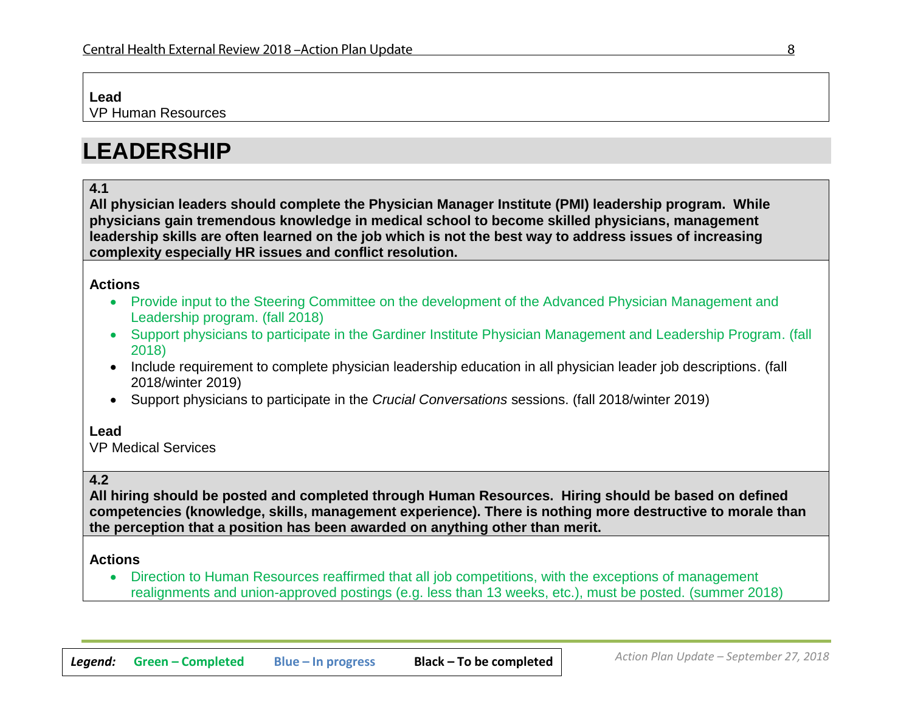**Lead**
VP Human Resources

# LEADERSHIP

**4.1**
**All physician leaders should complete the Physician Manager Institute (PMI) leadership program. While physicians gain tremendous knowledge in medical school to become skilled physicians, management leadership skills are often learned on the job which is not the best way to address issues of increasing complexity especially HR issues and conflict resolution.**

**Actions**

- Provide input to the Steering Committee on the development of the Advanced Physician Management and Leadership program. (fall 2018)
- Support physicians to participate in the Gardiner Institute Physician Management and Leadership Program. (fall 2018)
- Include requirement to complete physician leadership education in all physician leader job descriptions. (fall 2018/winter 2019)
- Support physicians to participate in the *Crucial Conversations* sessions. (fall 2018/winter 2019)

**Lead**
VP Medical Services

**4.2**
**All hiring should be posted and completed through Human Resources. Hiring should be based on defined competencies (knowledge, skills, management experience). There is nothing more destructive to morale than the perception that a position has been awarded on anything other than merit.**

**Actions**

- Direction to Human Resources reaffirmed that all job competitions, with the exceptions of management realignments and union-approved postings (e.g. less than 13 weeks, etc.), must be posted. (summer 2018)

***Legend:*** **Green – Completed** **Blue – In progress** **Black – To be completed**

*Action Plan Update – September 27, 2018*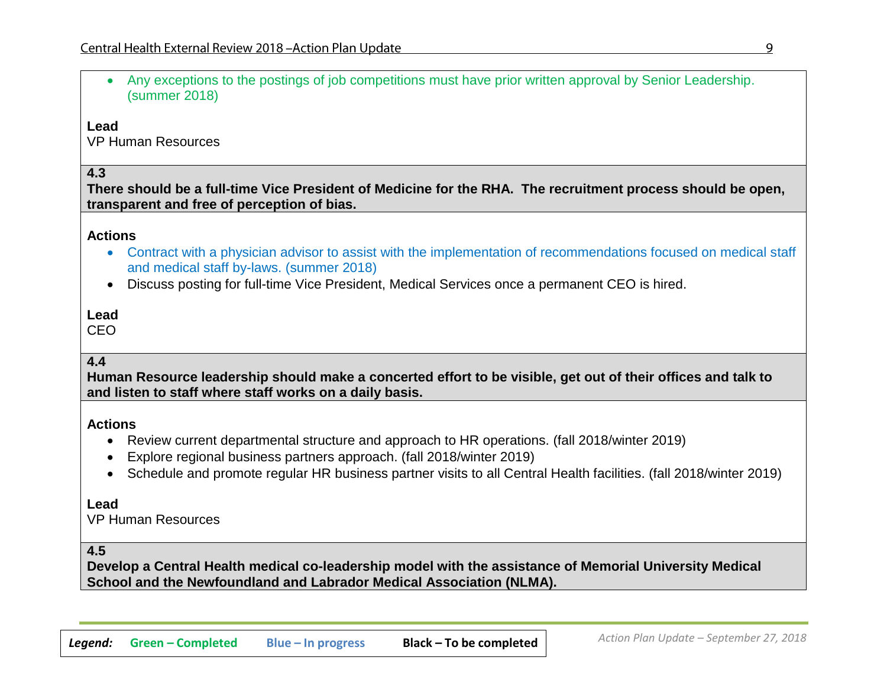- Any exceptions to the postings of job competitions must have prior written approval by Senior Leadership. (summer 2018)

**Lead**
VP Human Resources

**4.3**
**There should be a full-time Vice President of Medicine for the RHA. The recruitment process should be open, transparent and free of perception of bias.**

**Actions**
- Contract with a physician advisor to assist with the implementation of recommendations focused on medical staff and medical staff by-laws. (summer 2018)
- Discuss posting for full-time Vice President, Medical Services once a permanent CEO is hired.

**Lead**
CEO

**4.4**
**Human Resource leadership should make a concerted effort to be visible, get out of their offices and talk to and listen to staff where staff works on a daily basis.**

**Actions**
- Review current departmental structure and approach to HR operations. (fall 2018/winter 2019)
- Explore regional business partners approach. (fall 2018/winter 2019)
- Schedule and promote regular HR business partner visits to all Central Health facilities. (fall 2018/winter 2019)

**Lead**
VP Human Resources

**4.5**
**Develop a Central Health medical co-leadership model with the assistance of Memorial University Medical School and the Newfoundland and Labrador Medical Association (NLMA).**

*Legend:* Green – Completed Blue – In progress Black – To be completed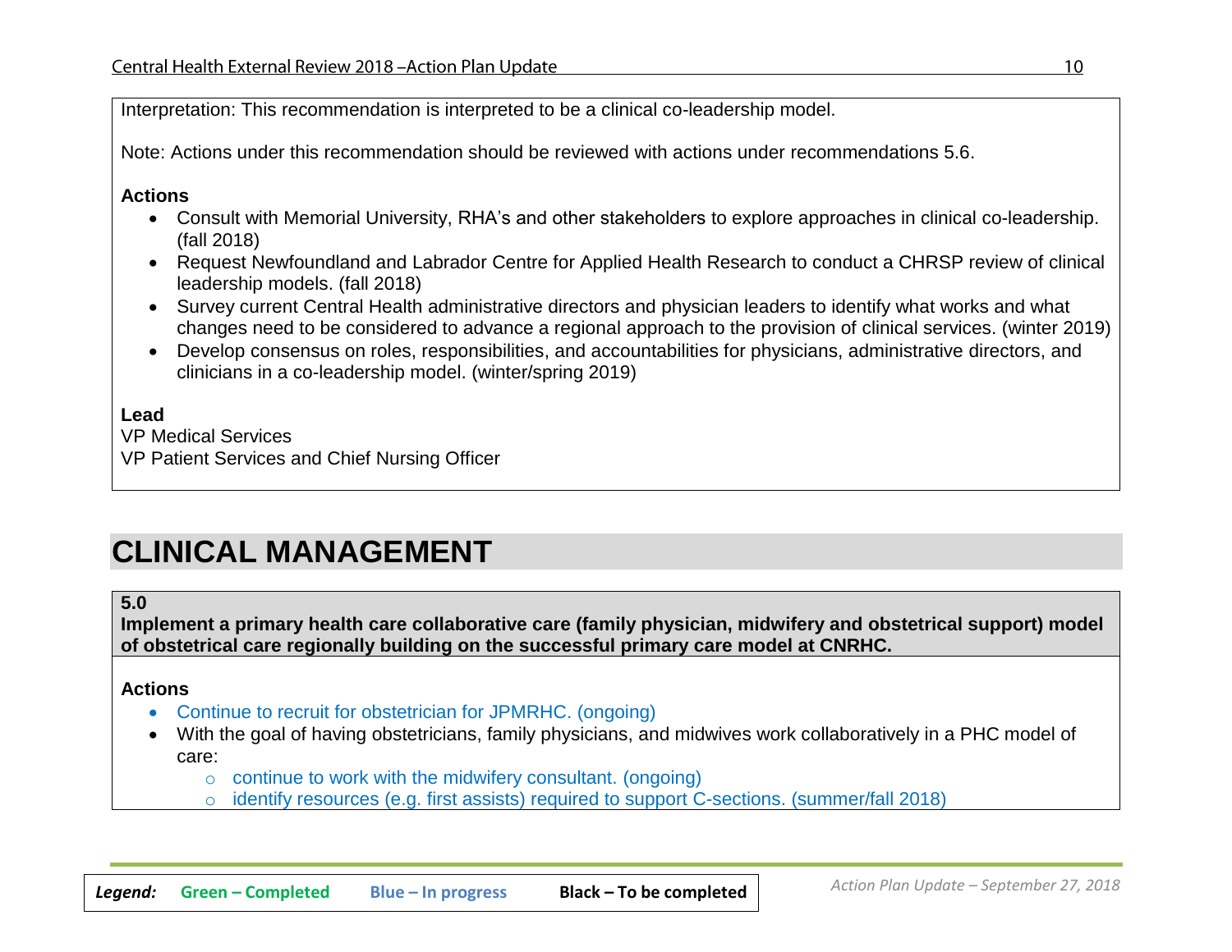Interpretation: This recommendation is interpreted to be a clinical co-leadership model.

Note: Actions under this recommendation should be reviewed with actions under recommendations 5.6.

**Actions**

- Consult with Memorial University, RHA's and other stakeholders to explore approaches in clinical co-leadership. (fall 2018)
- Request Newfoundland and Labrador Centre for Applied Health Research to conduct a CHRSP review of clinical leadership models. (fall 2018)
- Survey current Central Health administrative directors and physician leaders to identify what works and what changes need to be considered to advance a regional approach to the provision of clinical services. (winter 2019)
- Develop consensus on roles, responsibilities, and accountabilities for physicians, administrative directors, and clinicians in a co-leadership model. (winter/spring 2019)

**Lead**

VP Medical Services
VP Patient Services and Chief Nursing Officer

# CLINICAL MANAGEMENT

**5.0**
**Implement a primary health care collaborative care (family physician, midwifery and obstetrical support) model of obstetrical care regionally building on the successful primary care model at CNRHC.**

**Actions**

- Continue to recruit for obstetrician for JPMRHC. (ongoing)
- With the goal of having obstetricians, family physicians, and midwives work collaboratively in a PHC model of care:
  - continue to work with the midwifery consultant. (ongoing)
  - identify resources (e.g. first assists) required to support C-sections. (summer/fall 2018)

*Legend:* **Green – Completed** **Blue – In progress** **Black – To be completed**

*Action Plan Update – September 27, 2018*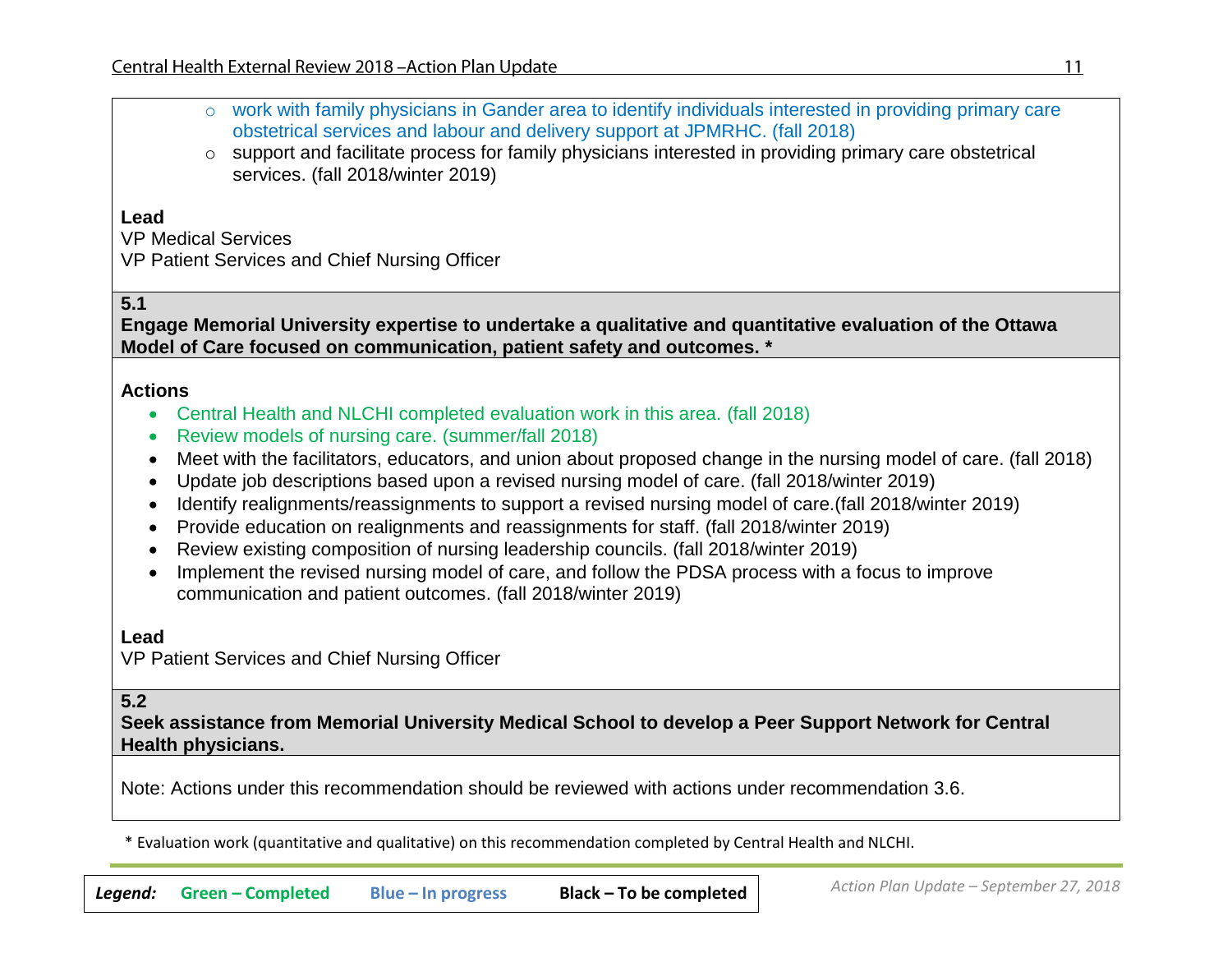- work with family physicians in Gander area to identify individuals interested in providing primary care obstetrical services and labour and delivery support at JPMRHC. (fall 2018)
- support and facilitate process for family physicians interested in providing primary care obstetrical services. (fall 2018/winter 2019)

**Lead**
VP Medical Services
VP Patient Services and Chief Nursing Officer

**5.1**
**Engage Memorial University expertise to undertake a qualitative and quantitative evaluation of the Ottawa Model of Care focused on communication, patient safety and outcomes. ***

**Actions**

- Central Health and NLCHI completed evaluation work in this area. (fall 2018)
- Review models of nursing care. (summer/fall 2018)
- Meet with the facilitators, educators, and union about proposed change in the nursing model of care. (fall 2018)
- Update job descriptions based upon a revised nursing model of care. (fall 2018/winter 2019)
- Identify realignments/reassignments to support a revised nursing model of care.(fall 2018/winter 2019)
- Provide education on realignments and reassignments for staff. (fall 2018/winter 2019)
- Review existing composition of nursing leadership councils. (fall 2018/winter 2019)
- Implement the revised nursing model of care, and follow the PDSA process with a focus to improve communication and patient outcomes. (fall 2018/winter 2019)

**Lead**
VP Patient Services and Chief Nursing Officer

**5.2**
**Seek assistance from Memorial University Medical School to develop a Peer Support Network for Central Health physicians.**

Note: Actions under this recommendation should be reviewed with actions under recommendation 3.6.

* Evaluation work (quantitative and qualitative) on this recommendation completed by Central Health and NLCHI.

*Legend:* **Green – Completed** **Blue – In progress** **Black – To be completed**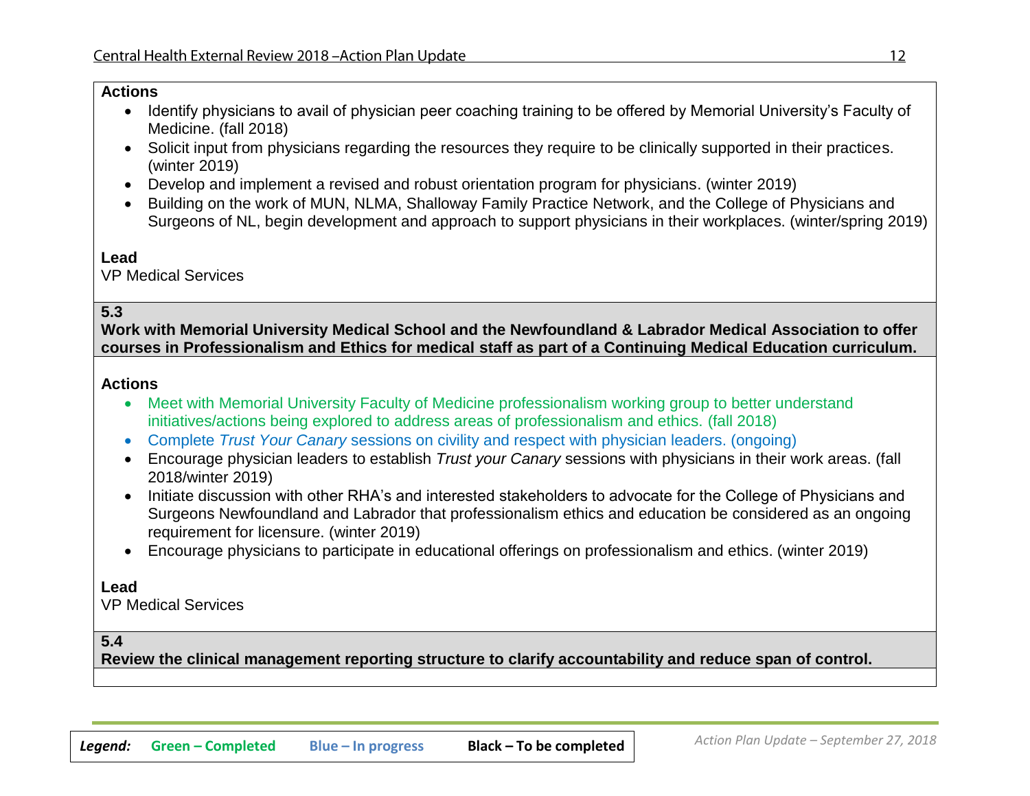**Actions**

- Identify physicians to avail of physician peer coaching training to be offered by Memorial University's Faculty of Medicine. (fall 2018)
- Solicit input from physicians regarding the resources they require to be clinically supported in their practices. (winter 2019)
- Develop and implement a revised and robust orientation program for physicians. (winter 2019)
- Building on the work of MUN, NLMA, Shalloway Family Practice Network, and the College of Physicians and Surgeons of NL, begin development and approach to support physicians in their workplaces. (winter/spring 2019)

**Lead**

VP Medical Services

**5.3**

**Work with Memorial University Medical School and the Newfoundland & Labrador Medical Association to offer courses in Professionalism and Ethics for medical staff as part of a Continuing Medical Education curriculum.**

**Actions**

- Meet with Memorial University Faculty of Medicine professionalism working group to better understand initiatives/actions being explored to address areas of professionalism and ethics. (fall 2018)
- Complete *Trust Your Canary* sessions on civility and respect with physician leaders. (ongoing)
- Encourage physician leaders to establish *Trust your Canary* sessions with physicians in their work areas. (fall 2018/winter 2019)
- Initiate discussion with other RHA's and interested stakeholders to advocate for the College of Physicians and Surgeons Newfoundland and Labrador that professionalism ethics and education be considered as an ongoing requirement for licensure. (winter 2019)
- Encourage physicians to participate in educational offerings on professionalism and ethics. (winter 2019)

**Lead**

VP Medical Services

**5.4**

**Review the clinical management reporting structure to clarify accountability and reduce span of control.**

*Legend:* **Green – Completed** **Blue – In progress** **Black – To be completed**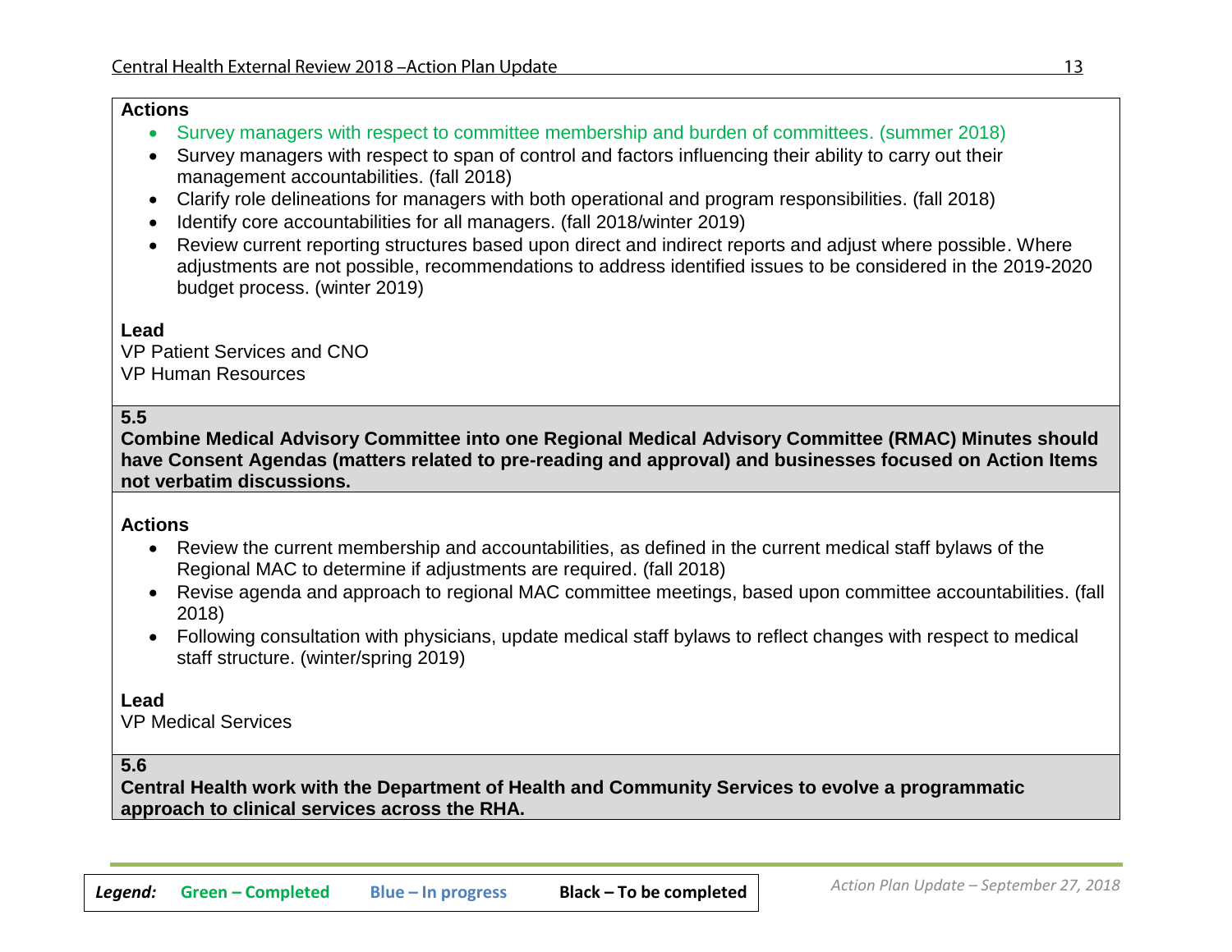**Actions**

- Survey managers with respect to committee membership and burden of committees. (summer 2018)
- Survey managers with respect to span of control and factors influencing their ability to carry out their management accountabilities. (fall 2018)
- Clarify role delineations for managers with both operational and program responsibilities. (fall 2018)
- Identify core accountabilities for all managers. (fall 2018/winter 2019)
- Review current reporting structures based upon direct and indirect reports and adjust where possible. Where adjustments are not possible, recommendations to address identified issues to be considered in the 2019-2020 budget process. (winter 2019)

**Lead**

VP Patient Services and CNO
VP Human Resources

**5.5**
**Combine Medical Advisory Committee into one Regional Medical Advisory Committee (RMAC) Minutes should have Consent Agendas (matters related to pre-reading and approval) and businesses focused on Action Items not verbatim discussions.**

**Actions**

- Review the current membership and accountabilities, as defined in the current medical staff bylaws of the Regional MAC to determine if adjustments are required. (fall 2018)
- Revise agenda and approach to regional MAC committee meetings, based upon committee accountabilities. (fall 2018)
- Following consultation with physicians, update medical staff bylaws to reflect changes with respect to medical staff structure. (winter/spring 2019)

**Lead**

VP Medical Services

**5.6**
**Central Health work with the Department of Health and Community Services to evolve a programmatic approach to clinical services across the RHA.**

*Legend:* **Green – Completed** **Blue – In progress** **Black – To be completed**

*Action Plan Update – September 27, 2018*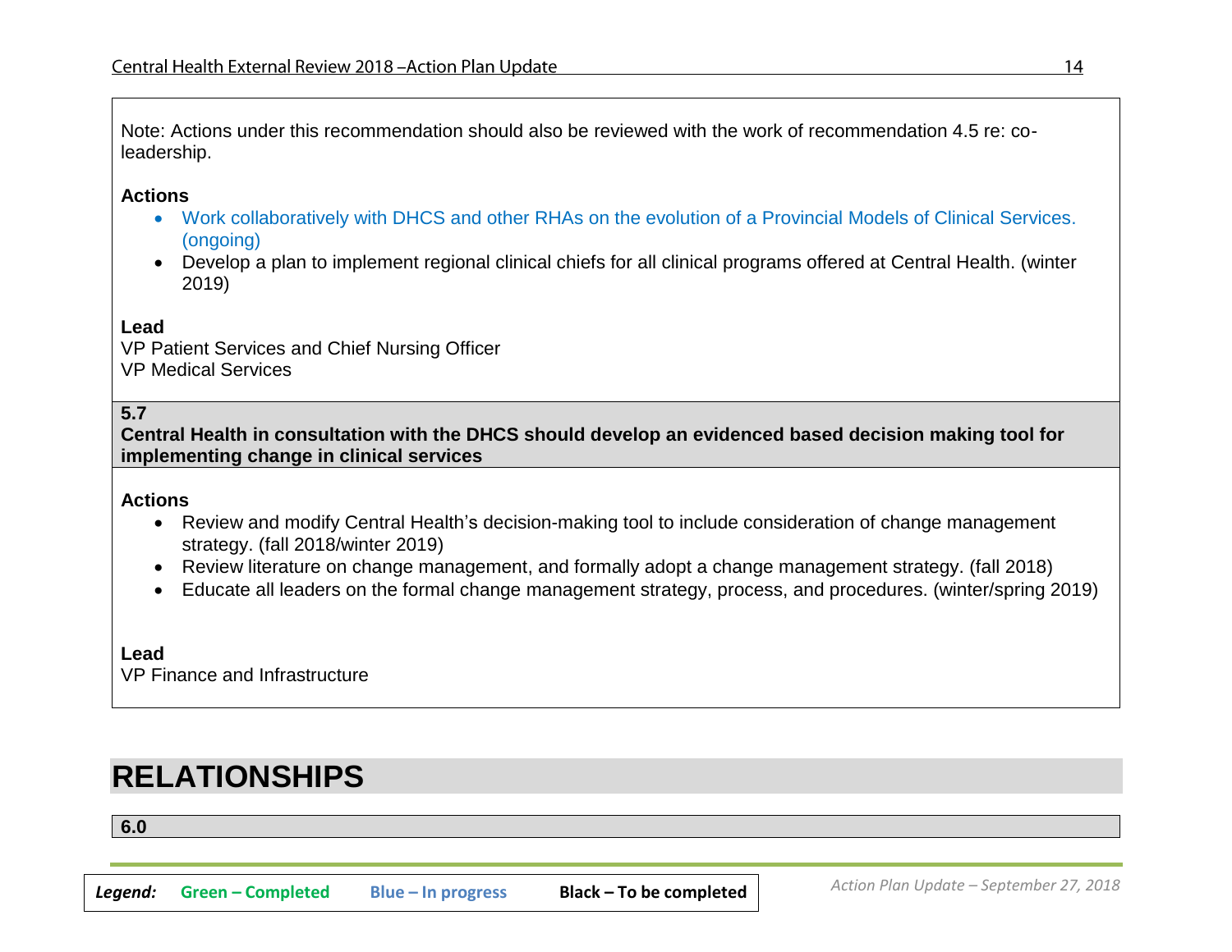Note: Actions under this recommendation should also be reviewed with the work of recommendation 4.5 re: co-leadership.

**Actions**

- Work collaboratively with DHCS and other RHAs on the evolution of a Provincial Models of Clinical Services. (ongoing)
- Develop a plan to implement regional clinical chiefs for all clinical programs offered at Central Health. (winter 2019)

**Lead**

VP Patient Services and Chief Nursing Officer
VP Medical Services

**5.7**
**Central Health in consultation with the DHCS should develop an evidenced based decision making tool for implementing change in clinical services**

**Actions**

- Review and modify Central Health's decision-making tool to include consideration of change management strategy. (fall 2018/winter 2019)
- Review literature on change management, and formally adopt a change management strategy. (fall 2018)
- Educate all leaders on the formal change management strategy, process, and procedures. (winter/spring 2019)

**Lead**

VP Finance and Infrastructure

# RELATIONSHIPS

**6.0**

*Legend:* Green – Completed    Blue – In progress    Black – To be completed

*Action Plan Update – September 27, 2018*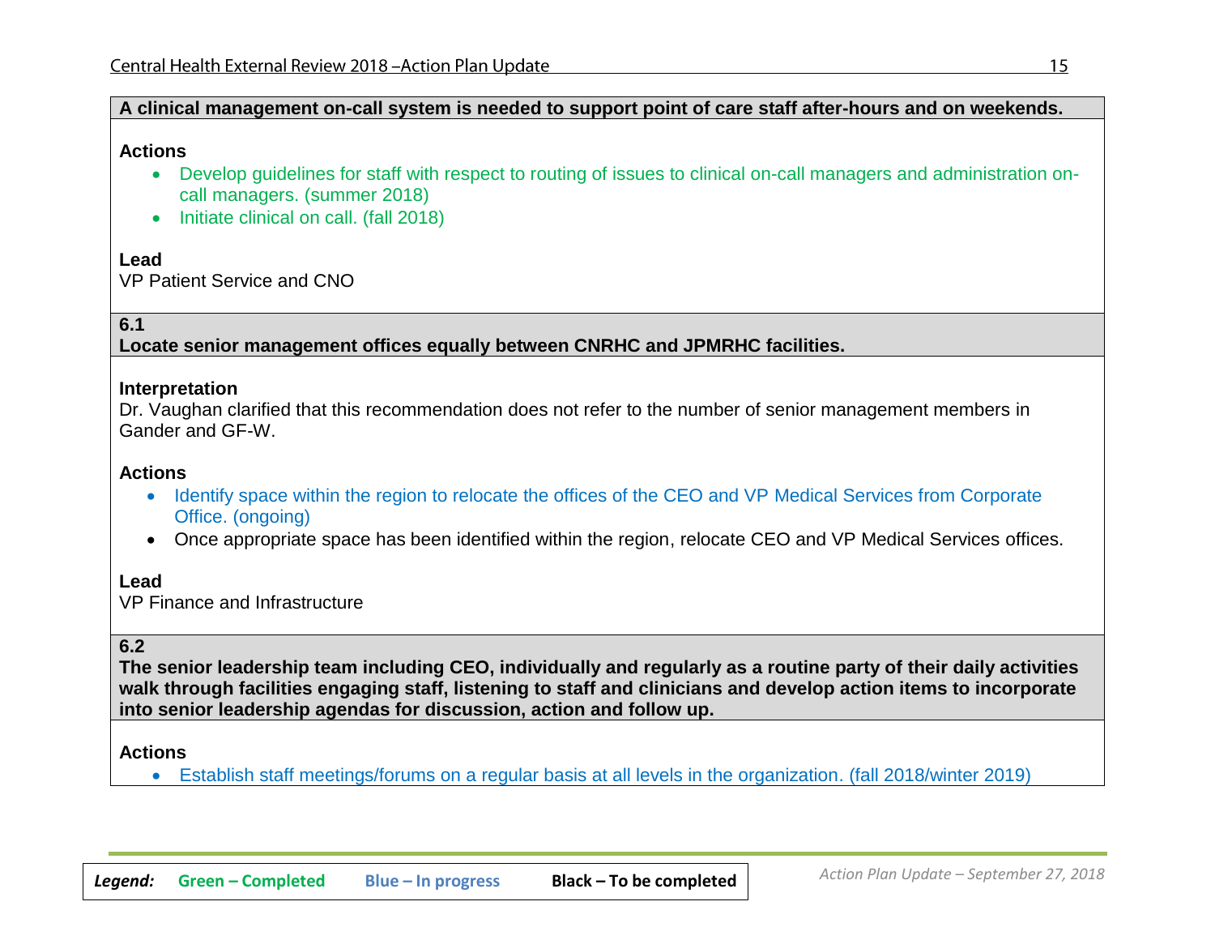**A clinical management on-call system is needed to support point of care staff after-hours and on weekends.**

**Actions**

- Develop guidelines for staff with respect to routing of issues to clinical on-call managers and administration on-call managers. (summer 2018)
- Initiate clinical on call. (fall 2018)

**Lead**

VP Patient Service and CNO

**6.1**

**Locate senior management offices equally between CNRHC and JPMRHC facilities.**

**Interpretation**

Dr. Vaughan clarified that this recommendation does not refer to the number of senior management members in Gander and GF-W.

**Actions**

- Identify space within the region to relocate the offices of the CEO and VP Medical Services from Corporate Office. (ongoing)
- Once appropriate space has been identified within the region, relocate CEO and VP Medical Services offices.

**Lead**

VP Finance and Infrastructure

**6.2**

**The senior leadership team including CEO, individually and regularly as a routine party of their daily activities walk through facilities engaging staff, listening to staff and clinicians and develop action items to incorporate into senior leadership agendas for discussion, action and follow up.**

**Actions**

- Establish staff meetings/forums on a regular basis at all levels in the organization. (fall 2018/winter 2019)

*Legend:* Green – Completed Blue – In progress Black – To be completed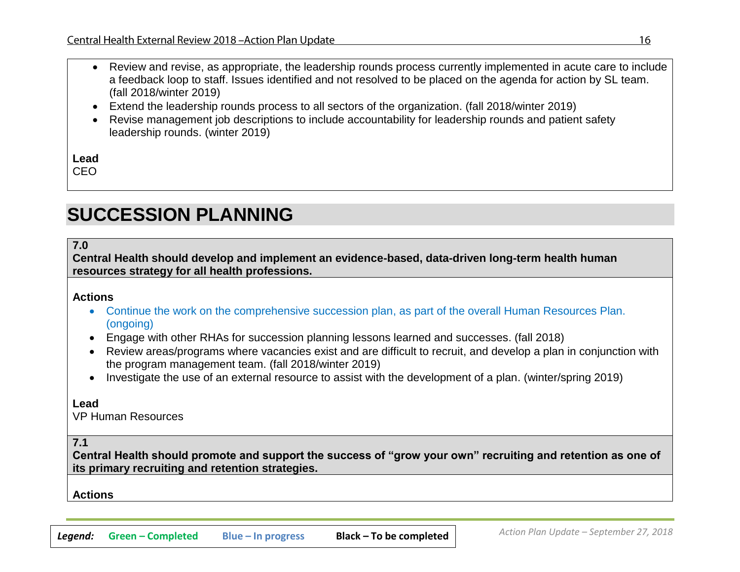- Review and revise, as appropriate, the leadership rounds process currently implemented in acute care to include a feedback loop to staff. Issues identified and not resolved to be placed on the agenda for action by SL team. (fall 2018/winter 2019)
- Extend the leadership rounds process to all sectors of the organization. (fall 2018/winter 2019)
- Revise management job descriptions to include accountability for leadership rounds and patient safety leadership rounds. (winter 2019)

**Lead**
CEO

# SUCCESSION PLANNING

**7.0**
**Central Health should develop and implement an evidence-based, data-driven long-term health human resources strategy for all health professions.**

**Actions**

- Continue the work on the comprehensive succession plan, as part of the overall Human Resources Plan. (ongoing)
- Engage with other RHAs for succession planning lessons learned and successes. (fall 2018)
- Review areas/programs where vacancies exist and are difficult to recruit, and develop a plan in conjunction with the program management team. (fall 2018/winter 2019)
- Investigate the use of an external resource to assist with the development of a plan. (winter/spring 2019)

**Lead**
VP Human Resources

**7.1**
**Central Health should promote and support the success of "grow your own" recruiting and retention as one of its primary recruiting and retention strategies.**

**Actions**

*Legend:* **Green – Completed** **Blue – In progress** **Black – To be completed**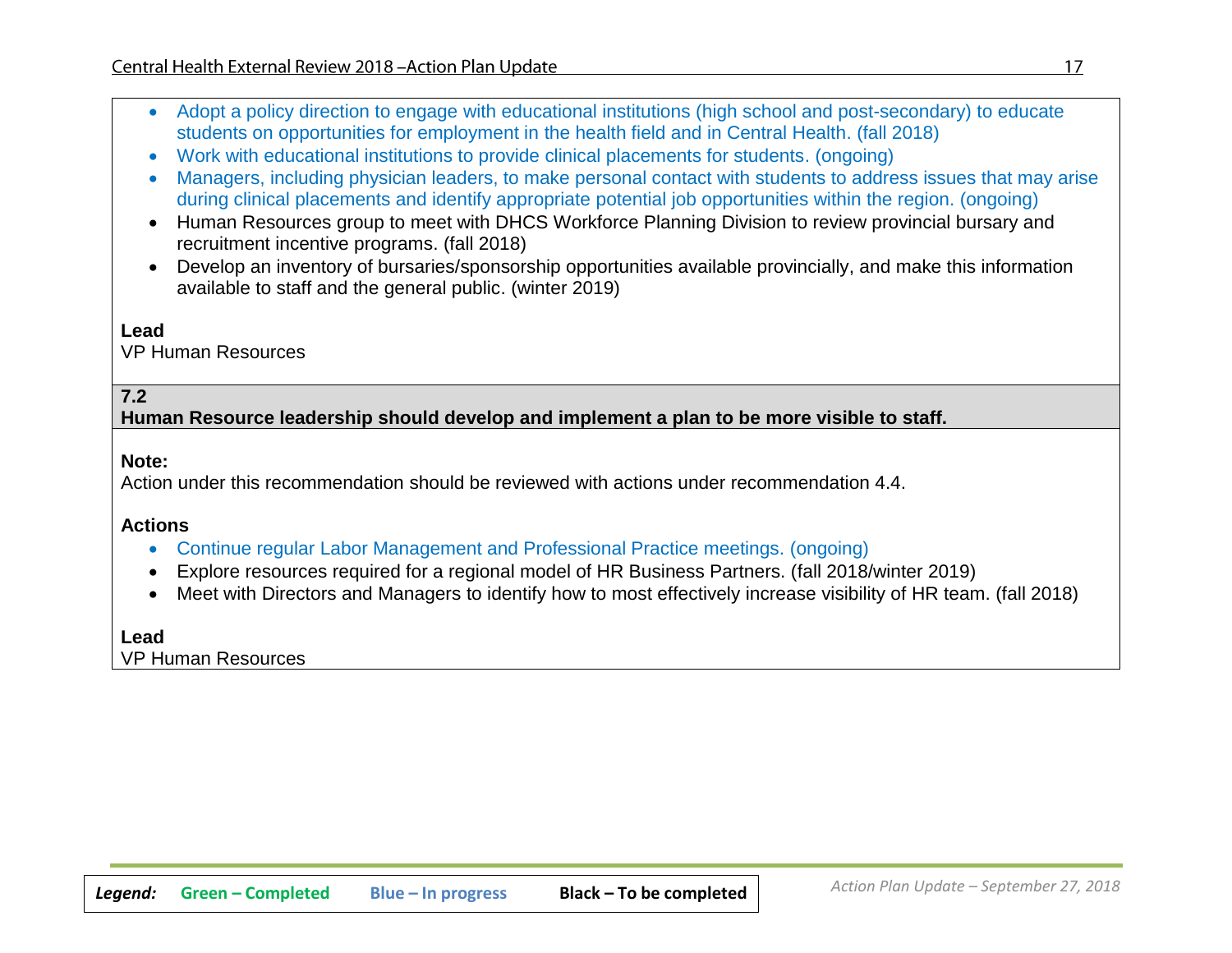- Adopt a policy direction to engage with educational institutions (high school and post-secondary) to educate students on opportunities for employment in the health field and in Central Health. (fall 2018)
- Work with educational institutions to provide clinical placements for students. (ongoing)
- Managers, including physician leaders, to make personal contact with students to address issues that may arise during clinical placements and identify appropriate potential job opportunities within the region. (ongoing)
- Human Resources group to meet with DHCS Workforce Planning Division to review provincial bursary and recruitment incentive programs. (fall 2018)
- Develop an inventory of bursaries/sponsorship opportunities available provincially, and make this information available to staff and the general public. (winter 2019)

**Lead**
VP Human Resources

**7.2**
**Human Resource leadership should develop and implement a plan to be more visible to staff.**

**Note:**
Action under this recommendation should be reviewed with actions under recommendation 4.4.

**Actions**

- Continue regular Labor Management and Professional Practice meetings. (ongoing)
- Explore resources required for a regional model of HR Business Partners. (fall 2018/winter 2019)
- Meet with Directors and Managers to identify how to most effectively increase visibility of HR team. (fall 2018)

**Lead**
VP Human Resources

***Legend:*** **Green – Completed** **Blue – In progress** **Black – To be completed**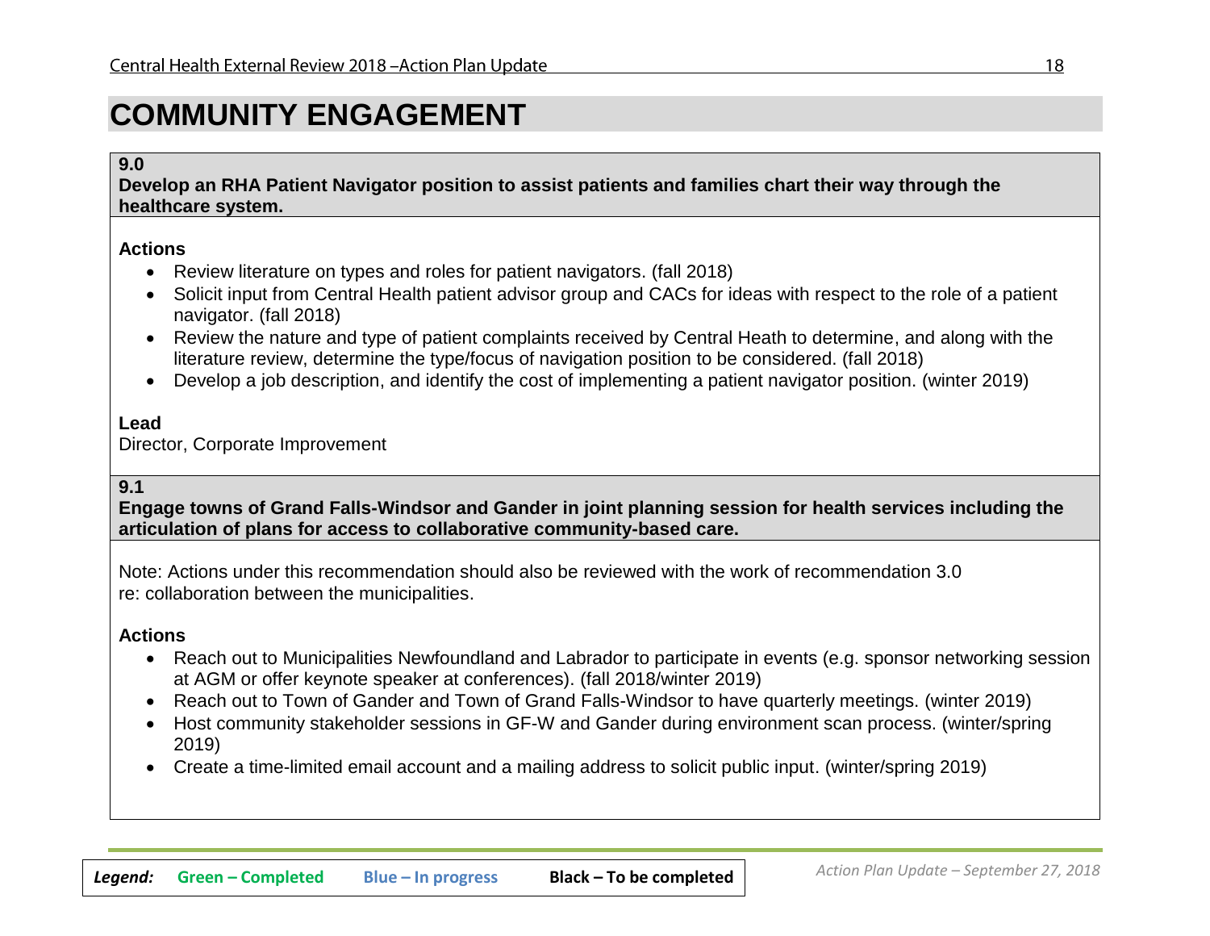# COMMUNITY ENGAGEMENT

**9.0**
**Develop an RHA Patient Navigator position to assist patients and families chart their way through the healthcare system.**

**Actions**

- Review literature on types and roles for patient navigators. (fall 2018)
- Solicit input from Central Health patient advisor group and CACs for ideas with respect to the role of a patient navigator. (fall 2018)
- Review the nature and type of patient complaints received by Central Heath to determine, and along with the literature review, determine the type/focus of navigation position to be considered. (fall 2018)
- Develop a job description, and identify the cost of implementing a patient navigator position. (winter 2019)

**Lead**
Director, Corporate Improvement

**9.1**
**Engage towns of Grand Falls-Windsor and Gander in joint planning session for health services including the articulation of plans for access to collaborative community-based care.**

Note: Actions under this recommendation should also be reviewed with the work of recommendation 3.0 re: collaboration between the municipalities.

**Actions**

- Reach out to Municipalities Newfoundland and Labrador to participate in events (e.g. sponsor networking session at AGM or offer keynote speaker at conferences). (fall 2018/winter 2019)
- Reach out to Town of Gander and Town of Grand Falls-Windsor to have quarterly meetings. (winter 2019)
- Host community stakeholder sessions in GF-W and Gander during environment scan process. (winter/spring 2019)
- Create a time-limited email account and a mailing address to solicit public input. (winter/spring 2019)

*Legend:* **Green – Completed** **Blue – In progress** **Black – To be completed**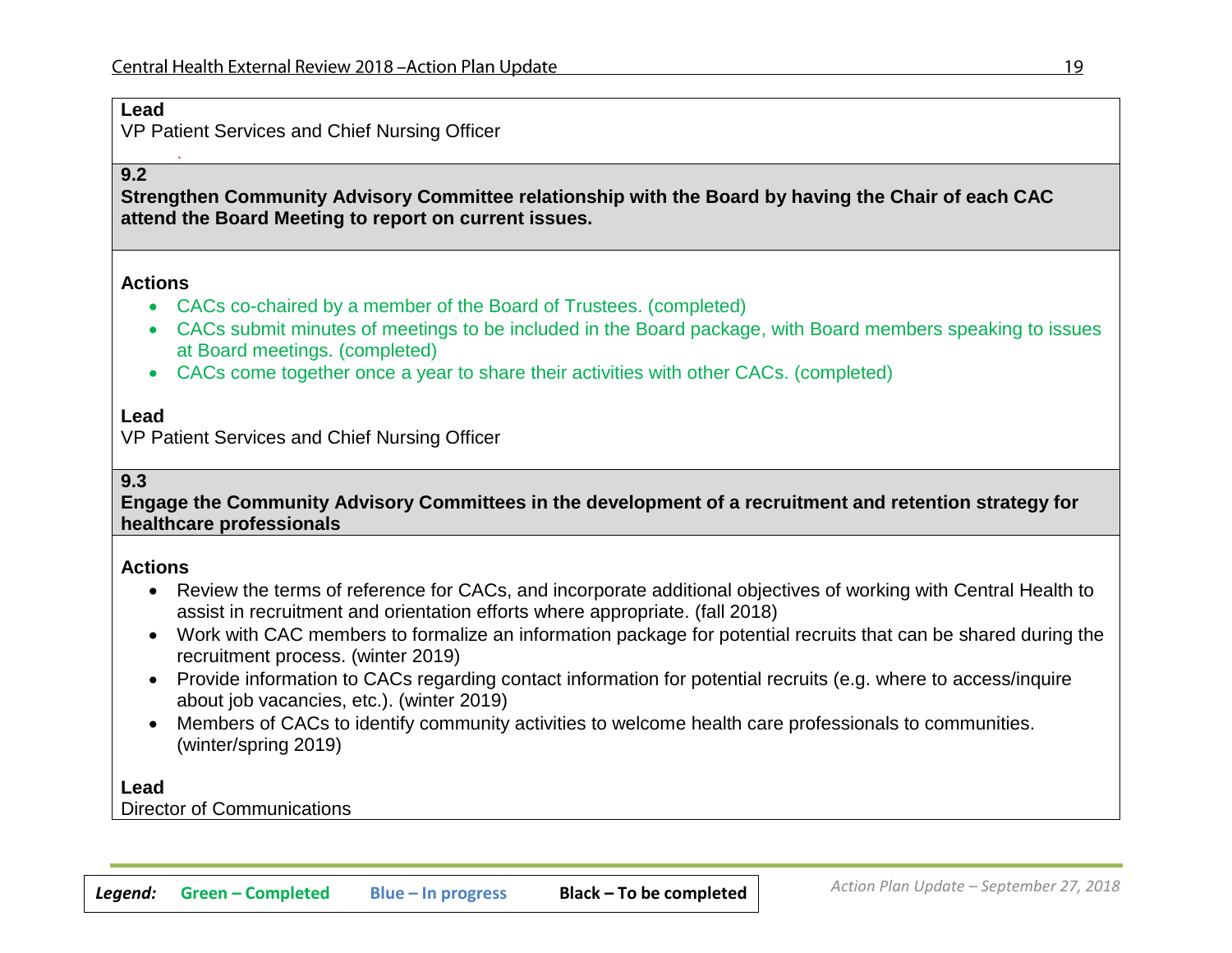**Lead**
VP Patient Services and Chief Nursing Officer

**9.2**
**Strengthen Community Advisory Committee relationship with the Board by having the Chair of each CAC attend the Board Meeting to report on current issues.**

**Actions**

- CACs co-chaired by a member of the Board of Trustees. (completed)
- CACs submit minutes of meetings to be included in the Board package, with Board members speaking to issues at Board meetings. (completed)
- CACs come together once a year to share their activities with other CACs. (completed)

**Lead**
VP Patient Services and Chief Nursing Officer

**9.3**
**Engage the Community Advisory Committees in the development of a recruitment and retention strategy for healthcare professionals**

**Actions**

- Review the terms of reference for CACs, and incorporate additional objectives of working with Central Health to assist in recruitment and orientation efforts where appropriate. (fall 2018)
- Work with CAC members to formalize an information package for potential recruits that can be shared during the recruitment process. (winter 2019)
- Provide information to CACs regarding contact information for potential recruits (e.g. where to access/inquire about job vacancies, etc.). (winter 2019)
- Members of CACs to identify community activities to welcome health care professionals to communities. (winter/spring 2019)

**Lead**
Director of Communications

*Legend:* Green – Completed Blue – In progress Black – To be completed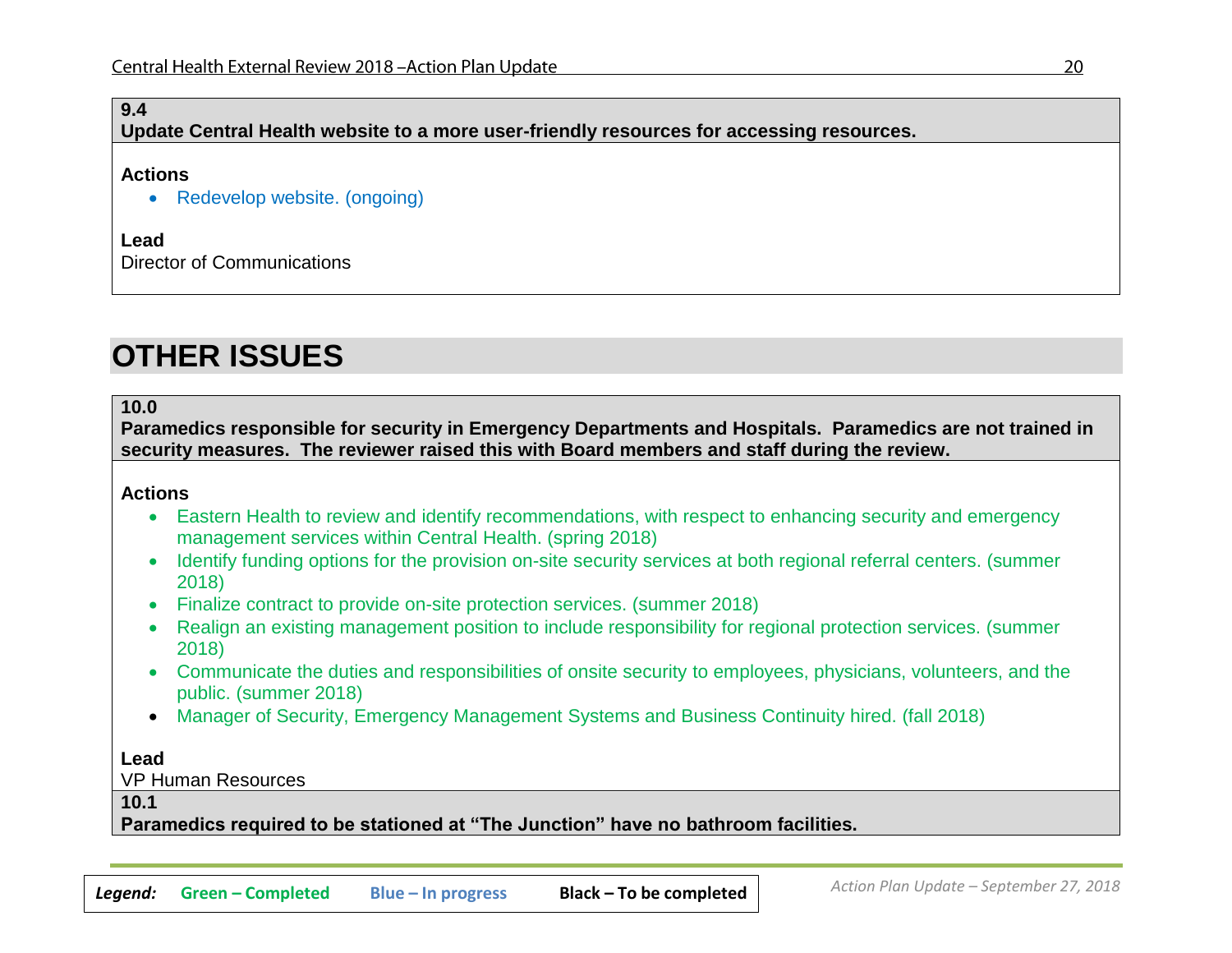**9.4**
**Update Central Health website to a more user-friendly resources for accessing resources.**

**Actions**

- Redevelop website. (ongoing)

**Lead**
Director of Communications

# OTHER ISSUES

**10.0**
**Paramedics responsible for security in Emergency Departments and Hospitals. Paramedics are not trained in security measures. The reviewer raised this with Board members and staff during the review.**

**Actions**

- Eastern Health to review and identify recommendations, with respect to enhancing security and emergency management services within Central Health. (spring 2018)
- Identify funding options for the provision on-site security services at both regional referral centers. (summer 2018)
- Finalize contract to provide on-site protection services. (summer 2018)
- Realign an existing management position to include responsibility for regional protection services. (summer 2018)
- Communicate the duties and responsibilities of onsite security to employees, physicians, volunteers, and the public. (summer 2018)
- Manager of Security, Emergency Management Systems and Business Continuity hired. (fall 2018)

**Lead**
VP Human Resources

**10.1**
**Paramedics required to be stationed at "The Junction" have no bathroom facilities.**

*Legend:* **Green – Completed** **Blue – In progress** **Black – To be completed**

*Action Plan Update – September 27, 2018*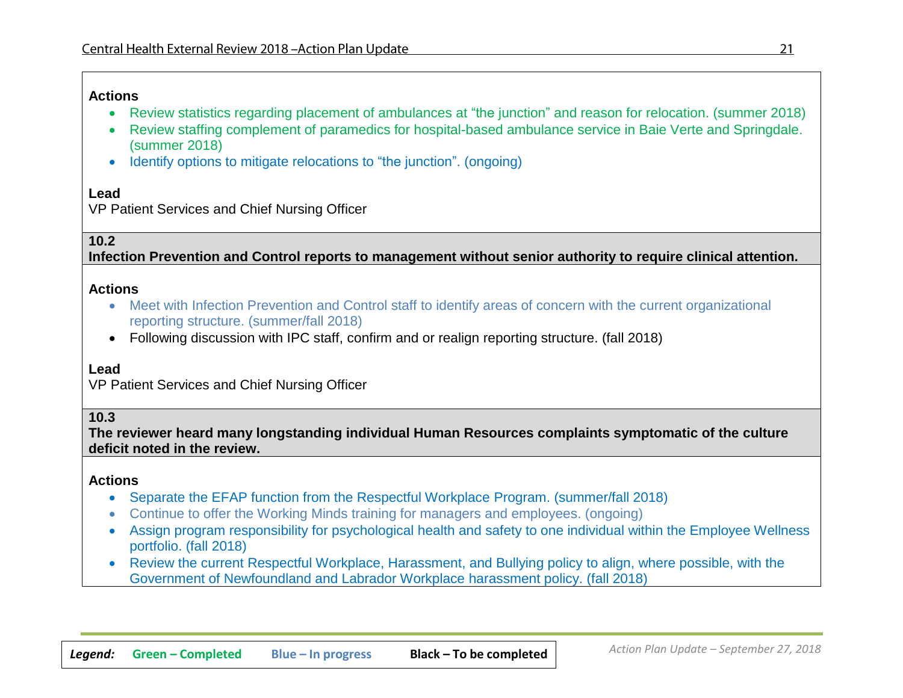**Actions**

- Review statistics regarding placement of ambulances at “the junction” and reason for relocation. (summer 2018)
- Review staffing complement of paramedics for hospital-based ambulance service in Baie Verte and Springdale. (summer 2018)
- Identify options to mitigate relocations to “the junction”. (ongoing)

**Lead**

VP Patient Services and Chief Nursing Officer

**10.2**
**Infection Prevention and Control reports to management without senior authority to require clinical attention.**

**Actions**

- Meet with Infection Prevention and Control staff to identify areas of concern with the current organizational reporting structure. (summer/fall 2018)
- Following discussion with IPC staff, confirm and or realign reporting structure. (fall 2018)

**Lead**

VP Patient Services and Chief Nursing Officer

**10.3**
**The reviewer heard many longstanding individual Human Resources complaints symptomatic of the culture deficit noted in the review.**

**Actions**

- Separate the EFAP function from the Respectful Workplace Program. (summer/fall 2018)
- Continue to offer the Working Minds training for managers and employees. (ongoing)
- Assign program responsibility for psychological health and safety to one individual within the Employee Wellness portfolio. (fall 2018)
- Review the current Respectful Workplace, Harassment, and Bullying policy to align, where possible, with the Government of Newfoundland and Labrador Workplace harassment policy. (fall 2018)

*Legend:* Green – Completed  Blue – In progress  Black – To be completed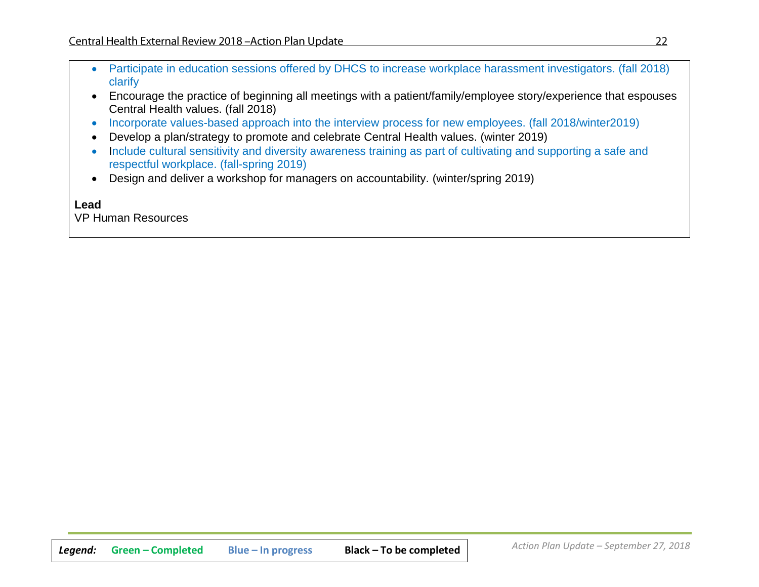- Participate in education sessions offered by DHCS to increase workplace harassment investigators. (fall 2018) clarify
- Encourage the practice of beginning all meetings with a patient/family/employee story/experience that espouses Central Health values. (fall 2018)
- Incorporate values-based approach into the interview process for new employees. (fall 2018/winter2019)
- Develop a plan/strategy to promote and celebrate Central Health values. (winter 2019)
- Include cultural sensitivity and diversity awareness training as part of cultivating and supporting a safe and respectful workplace. (fall-spring 2019)
- Design and deliver a workshop for managers on accountability. (winter/spring 2019)

**Lead**
VP Human Resources

| *Legend:* | **Green – Completed** | **Blue – In progress** | **Black – To be completed** |
|---|---|---|---|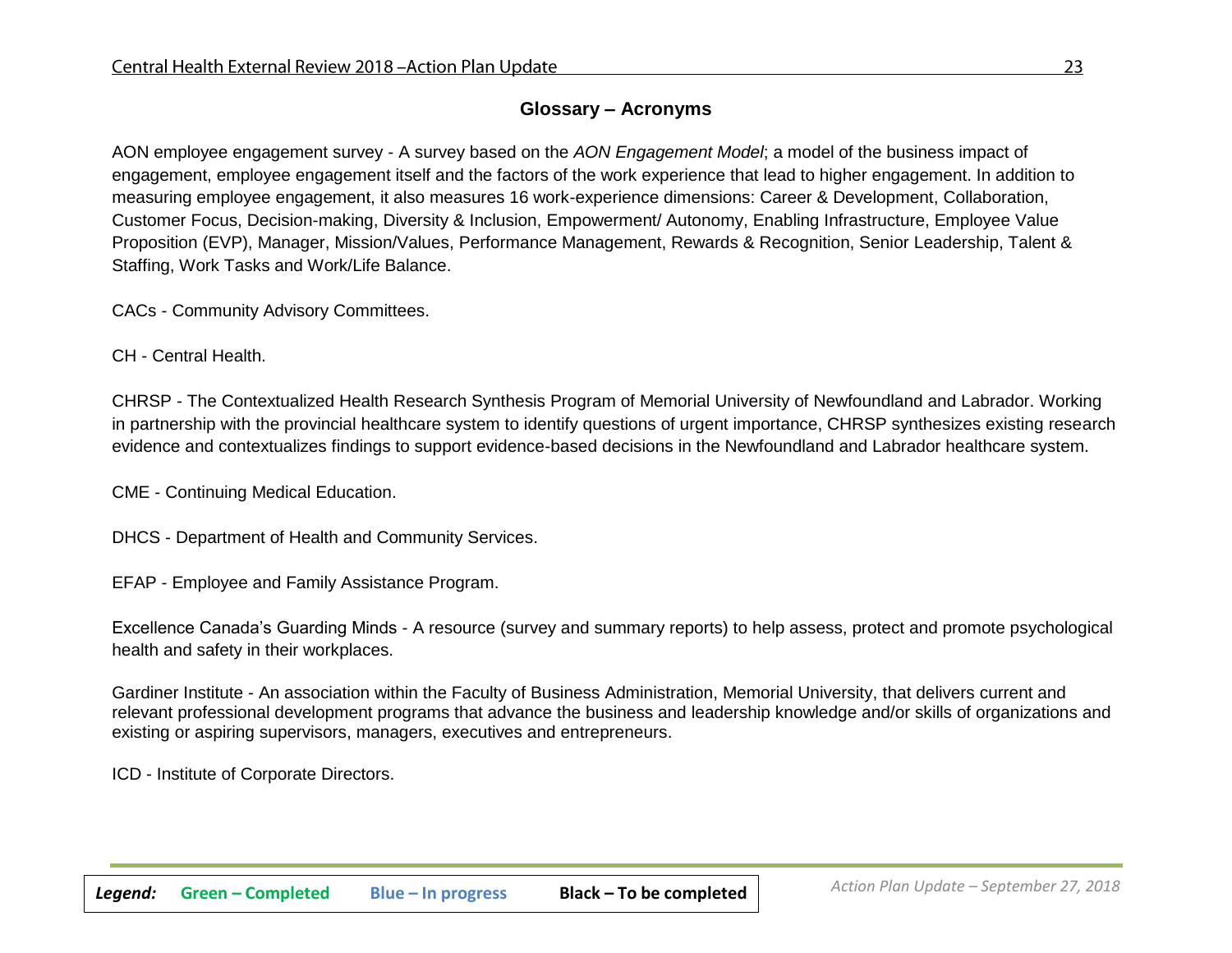## Glossary – Acronyms

AON employee engagement survey - A survey based on the *AON Engagement Model*; a model of the business impact of engagement, employee engagement itself and the factors of the work experience that lead to higher engagement. In addition to measuring employee engagement, it also measures 16 work-experience dimensions: Career & Development, Collaboration, Customer Focus, Decision-making, Diversity & Inclusion, Empowerment/ Autonomy, Enabling Infrastructure, Employee Value Proposition (EVP), Manager, Mission/Values, Performance Management, Rewards & Recognition, Senior Leadership, Talent & Staffing, Work Tasks and Work/Life Balance.

CACs - Community Advisory Committees.

CH - Central Health.

CHRSP - The Contextualized Health Research Synthesis Program of Memorial University of Newfoundland and Labrador. Working in partnership with the provincial healthcare system to identify questions of urgent importance, CHRSP synthesizes existing research evidence and contextualizes findings to support evidence-based decisions in the Newfoundland and Labrador healthcare system.

CME - Continuing Medical Education.

DHCS - Department of Health and Community Services.

EFAP - Employee and Family Assistance Program.

Excellence Canada's Guarding Minds - A resource (survey and summary reports) to help assess, protect and promote psychological health and safety in their workplaces.

Gardiner Institute - An association within the Faculty of Business Administration, Memorial University, that delivers current and relevant professional development programs that advance the business and leadership knowledge and/or skills of organizations and existing or aspiring supervisors, managers, executives and entrepreneurs.

ICD - Institute of Corporate Directors.

***Legend:*** **Green – Completed** **Blue – In progress** **Black – To be completed**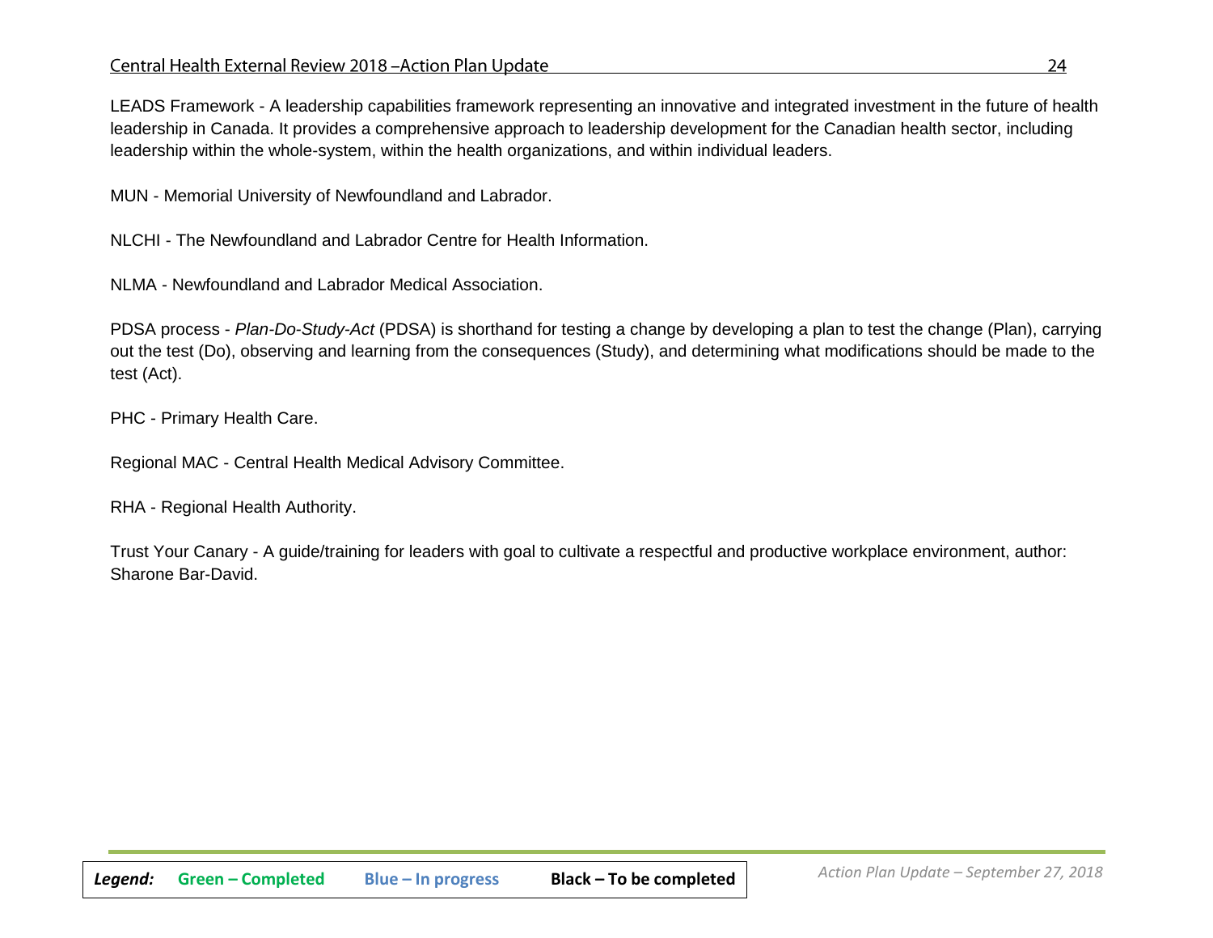LEADS Framework - A leadership capabilities framework representing an innovative and integrated investment in the future of health leadership in Canada. It provides a comprehensive approach to leadership development for the Canadian health sector, including leadership within the whole-system, within the health organizations, and within individual leaders.

MUN - Memorial University of Newfoundland and Labrador.

NLCHI - The Newfoundland and Labrador Centre for Health Information.

NLMA - Newfoundland and Labrador Medical Association.

PDSA process - *Plan-Do-Study-Act* (PDSA) is shorthand for testing a change by developing a plan to test the change (Plan), carrying out the test (Do), observing and learning from the consequences (Study), and determining what modifications should be made to the test (Act).

PHC - Primary Health Care.

Regional MAC - Central Health Medical Advisory Committee.

RHA - Regional Health Authority.

Trust Your Canary - A guide/training for leaders with goal to cultivate a respectful and productive workplace environment, author: Sharone Bar-David.

***Legend:*** **Green – Completed** **Blue – In progress** **Black – To be completed**